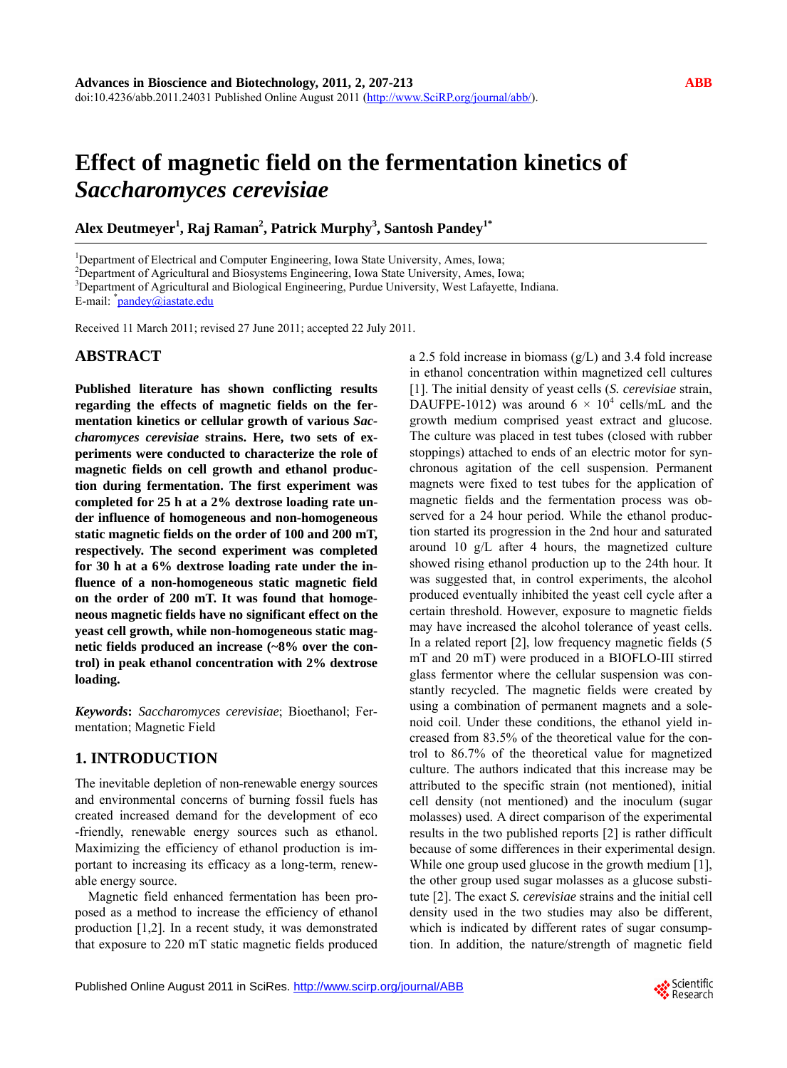# Effect of magnetic field on the fermentation kinetics of *Saccharomyces cerevisiae*

**Alex Deutmeyer[1], Raj Raman[2], Patrick Murphy[3], Santosh Pandey[1*]**

[1]Department of Electrical and Computer Engineering, Iowa State University, Ames, Iowa;
[2]Department of Agricultural and Biosystems Engineering, Iowa State University, Ames, Iowa;
[3]Department of Agricultural and Biological Engineering, Purdue University, West Lafayette, Indiana.
E-mail: [*]pandey@iastate.edu

Received 11 March 2011; revised 27 June 2011; accepted 22 July 2011.

## ABSTRACT

**Published literature has shown conflicting results regarding the effects of magnetic fields on the fermentation kinetics or cellular growth of various *Saccharomyces cerevisiae* strains. Here, two sets of experiments were conducted to characterize the role of magnetic fields on cell growth and ethanol production during fermentation. The first experiment was completed for 25 h at a 2% dextrose loading rate under influence of homogeneous and non-homogeneous static magnetic fields on the order of 100 and 200 mT, respectively. The second experiment was completed for 30 h at a 6% dextrose loading rate under the influence of a non-homogeneous static magnetic field on the order of 200 mT. It was found that homogeneous magnetic fields have no significant effect on the yeast cell growth, while non-homogeneous static magnetic fields produced an increase (~8% over the control) in peak ethanol concentration with 2% dextrose loading.**

***Keywords*: *Saccharomyces cerevisiae*; Bioethanol; Fermentation; Magnetic Field**

## 1. INTRODUCTION

The inevitable depletion of non-renewable energy sources and environmental concerns of burning fossil fuels has created increased demand for the development of eco-friendly, renewable energy sources such as ethanol. Maximizing the efficiency of ethanol production is important to increasing its efficacy as a long-term, renewable energy source.

Magnetic field enhanced fermentation has been proposed as a method to increase the efficiency of ethanol production [1,2]. In a recent study, it was demonstrated that exposure to 220 mT static magnetic fields produced a 2.5 fold increase in biomass (g/L) and 3.4 fold increase in ethanol concentration within magnetized cell cultures [1]. The initial density of yeast cells (*S. cerevisiae* strain, DAUFPE-1012) was around $6 \times 10^4$ cells/mL and the growth medium comprised yeast extract and glucose. The culture was placed in test tubes (closed with rubber stoppings) attached to ends of an electric motor for synchronous agitation of the cell suspension. Permanent magnets were fixed to test tubes for the application of magnetic fields and the fermentation process was observed for a 24 hour period. While the ethanol production started its progression in the 2nd hour and saturated around 10 g/L after 4 hours, the magnetized culture showed rising ethanol production up to the 24th hour. It was suggested that, in control experiments, the alcohol produced eventually inhibited the yeast cell cycle after a certain threshold. However, exposure to magnetic fields may have increased the alcohol tolerance of yeast cells. In a related report [2], low frequency magnetic fields (5 mT and 20 mT) were produced in a BIOFLO-III stirred glass fermentor where the cellular suspension was constantly recycled. The magnetic fields were created by using a combination of permanent magnets and a solenoid coil. Under these conditions, the ethanol yield increased from 83.5% of the theoretical value for the control to 86.7% of the theoretical value for magnetized culture. The authors indicated that this increase may be attributed to the specific strain (not mentioned), initial cell density (not mentioned) and the inoculum (sugar molasses) used. A direct comparison of the experimental results in the two published reports [2] is rather difficult because of some differences in their experimental design. While one group used glucose in the growth medium [1], the other group used sugar molasses as a glucose substitute [2]. The exact *S. cerevisiae* strains and the initial cell density used in the two studies may also be different, which is indicated by different rates of sugar consumption. In addition, the nature/strength of magnetic field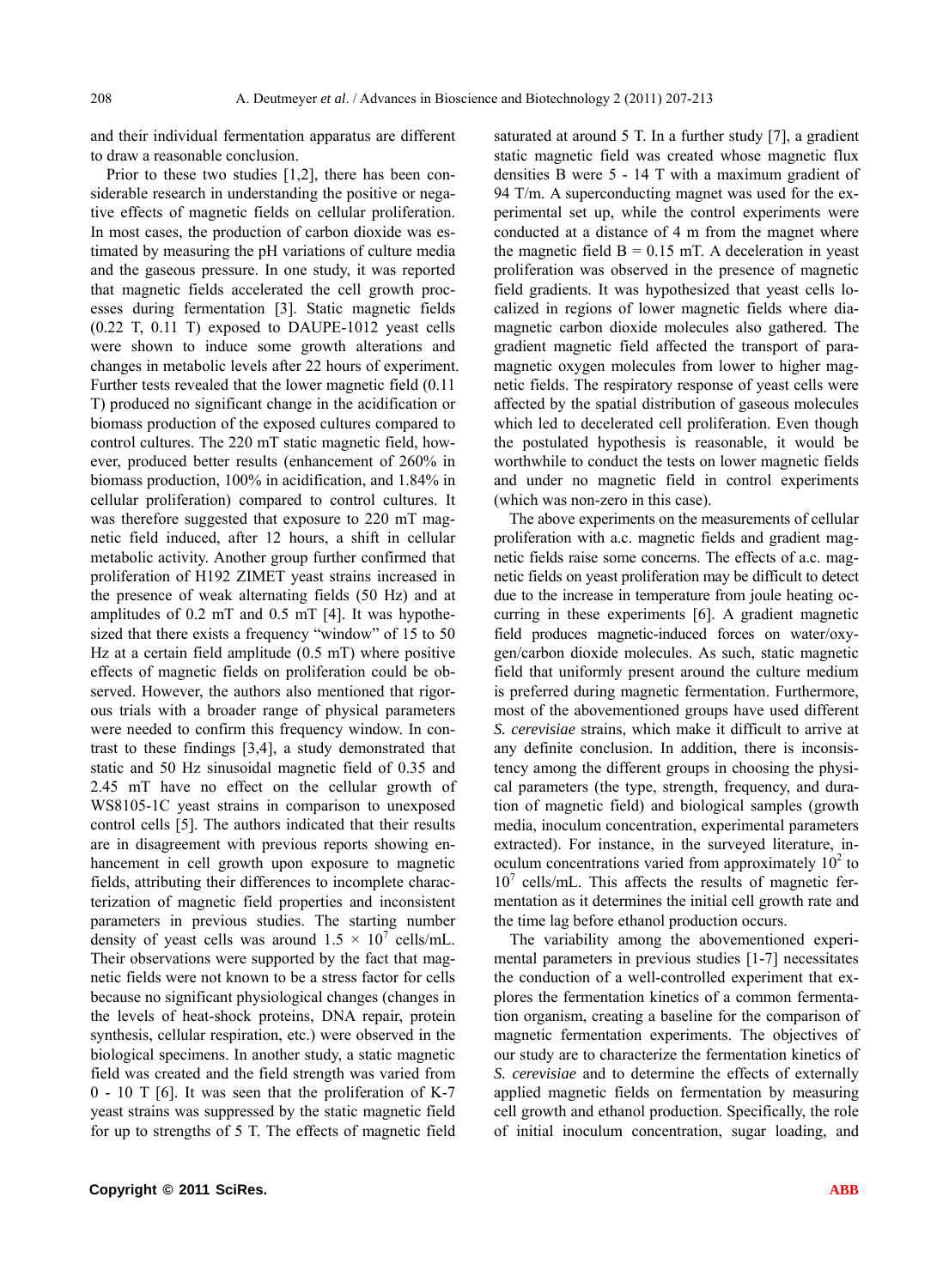and their individual fermentation apparatus are different to draw a reasonable conclusion.

Prior to these two studies [1,2], there has been considerable research in understanding the positive or negative effects of magnetic fields on cellular proliferation. In most cases, the production of carbon dioxide was estimated by measuring the pH variations of culture media and the gaseous pressure. In one study, it was reported that magnetic fields accelerated the cell growth processes during fermentation [3]. Static magnetic fields (0.22 T, 0.11 T) exposed to DAUPE-1012 yeast cells were shown to induce some growth alterations and changes in metabolic levels after 22 hours of experiment. Further tests revealed that the lower magnetic field (0.11 T) produced no significant change in the acidification or biomass production of the exposed cultures compared to control cultures. The 220 mT static magnetic field, however, produced better results (enhancement of 260% in biomass production, 100% in acidification, and 1.84% in cellular proliferation) compared to control cultures. It was therefore suggested that exposure to 220 mT magnetic field induced, after 12 hours, a shift in cellular metabolic activity. Another group further confirmed that proliferation of H192 ZIMET yeast strains increased in the presence of weak alternating fields (50 Hz) and at amplitudes of 0.2 mT and 0.5 mT [4]. It was hypothesized that there exists a frequency "window" of 15 to 50 Hz at a certain field amplitude (0.5 mT) where positive effects of magnetic fields on proliferation could be observed. However, the authors also mentioned that rigorous trials with a broader range of physical parameters were needed to confirm this frequency window. In contrast to these findings [3,4], a study demonstrated that static and 50 Hz sinusoidal magnetic field of 0.35 and 2.45 mT have no effect on the cellular growth of WS8105-1C yeast strains in comparison to unexposed control cells [5]. The authors indicated that their results are in disagreement with previous reports showing enhancement in cell growth upon exposure to magnetic fields, attributing their differences to incomplete characterization of magnetic field properties and inconsistent parameters in previous studies. The starting number density of yeast cells was around $1.5 \times 10^7$ cells/mL. Their observations were supported by the fact that magnetic fields were not known to be a stress factor for cells because no significant physiological changes (changes in the levels of heat-shock proteins, DNA repair, protein synthesis, cellular respiration, etc.) were observed in the biological specimens. In another study, a static magnetic field was created and the field strength was varied from 0 - 10 T [6]. It was seen that the proliferation of K-7 yeast strains was suppressed by the static magnetic field for up to strengths of 5 T. The effects of magnetic field saturated at around 5 T. In a further study [7], a gradient static magnetic field was created whose magnetic flux densities B were 5 - 14 T with a maximum gradient of 94 T/m. A superconducting magnet was used for the experimental set up, while the control experiments were conducted at a distance of 4 m from the magnet where the magnetic field B = 0.15 mT. A deceleration in yeast proliferation was observed in the presence of magnetic field gradients. It was hypothesized that yeast cells localized in regions of lower magnetic fields where diamagnetic carbon dioxide molecules also gathered. The gradient magnetic field affected the transport of paramagnetic oxygen molecules from lower to higher magnetic fields. The respiratory response of yeast cells were affected by the spatial distribution of gaseous molecules which led to decelerated cell proliferation. Even though the postulated hypothesis is reasonable, it would be worthwhile to conduct the tests on lower magnetic fields and under no magnetic field in control experiments (which was non-zero in this case).

The above experiments on the measurements of cellular proliferation with a.c. magnetic fields and gradient magnetic fields raise some concerns. The effects of a.c. magnetic fields on yeast proliferation may be difficult to detect due to the increase in temperature from joule heating occurring in these experiments [6]. A gradient magnetic field produces magnetic-induced forces on water/oxygen/carbon dioxide molecules. As such, static magnetic field that uniformly present around the culture medium is preferred during magnetic fermentation. Furthermore, most of the abovementioned groups have used different *S. cerevisiae* strains, which make it difficult to arrive at any definite conclusion. In addition, there is inconsistency among the different groups in choosing the physical parameters (the type, strength, frequency, and duration of magnetic field) and biological samples (growth media, inoculum concentration, experimental parameters extracted). For instance, in the surveyed literature, inoculum concentrations varied from approximately $10^2$ to $10^7$ cells/mL. This affects the results of magnetic fermentation as it determines the initial cell growth rate and the time lag before ethanol production occurs.

The variability among the abovementioned experimental parameters in previous studies [1-7] necessitates the conduction of a well-controlled experiment that explores the fermentation kinetics of a common fermentation organism, creating a baseline for the comparison of magnetic fermentation experiments. The objectives of our study are to characterize the fermentation kinetics of *S. cerevisiae* and to determine the effects of externally applied magnetic fields on fermentation by measuring cell growth and ethanol production. Specifically, the role of initial inoculum concentration, sugar loading, and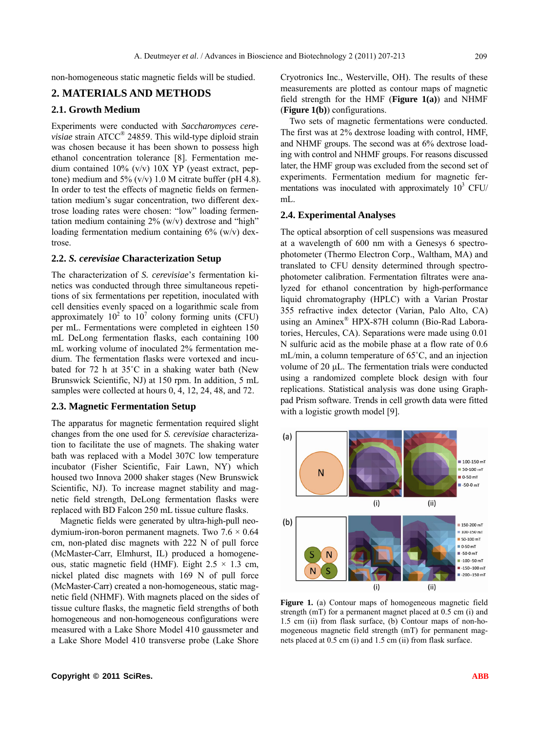non-homogeneous static magnetic fields will be studied.

## 2. MATERIALS AND METHODS

### 2.1. Growth Medium

Experiments were conducted with *Saccharomyces cerevisiae* strain ATCC® 24859. This wild-type diploid strain was chosen because it has been shown to possess high ethanol concentration tolerance [8]. Fermentation medium contained 10% (v/v) 10X YP (yeast extract, peptone) medium and 5% (v/v) 1.0 M citrate buffer (pH 4.8). In order to test the effects of magnetic fields on fermentation medium's sugar concentration, two different dextrose loading rates were chosen: "low" loading fermentation medium containing 2% (w/v) dextrose and "high" loading fermentation medium containing 6% (w/v) dextrose.

### 2.2. *S. cerevisiae* Characterization Setup

The characterization of *S. cerevisiae*'s fermentation kinetics was conducted through three simultaneous repetitions of six fermentations per repetition, inoculated with cell densities evenly spaced on a logarithmic scale from approximately $10^2$ to $10^7$ colony forming units (CFU) per mL. Fermentations were completed in eighteen 150 mL DeLong fermentation flasks, each containing 100 mL working volume of inoculated 2% fermentation medium. The fermentation flasks were vortexed and incubated for 72 h at 35˚C in a shaking water bath (New Brunswick Scientific, NJ) at 150 rpm. In addition, 5 mL samples were collected at hours 0, 4, 12, 24, 48, and 72.

### 2.3. Magnetic Fermentation Setup

The apparatus for magnetic fermentation required slight changes from the one used for *S. cerevisiae* characterization to facilitate the use of magnets. The shaking water bath was replaced with a Model 307C low temperature incubator (Fisher Scientific, Fair Lawn, NY) which housed two Innova 2000 shaker stages (New Brunswick Scientific, NJ). To increase magnet stability and magnetic field strength, DeLong fermentation flasks were replaced with BD Falcon 250 mL tissue culture flasks.

Magnetic fields were generated by ultra-high-pull neodymium-iron-boron permanent magnets. Two 7.6 × 0.64 cm, non-plated disc magnets with 222 N of pull force (McMaster-Carr, Elmhurst, IL) produced a homogeneous, static magnetic field (HMF). Eight 2.5 × 1.3 cm, nickel plated disc magnets with 169 N of pull force (McMaster-Carr) created a non-homogeneous, static magnetic field (NHMF). With magnets placed on the sides of tissue culture flasks, the magnetic field strengths of both homogeneous and non-homogeneous configurations were measured with a Lake Shore Model 410 gaussmeter and a Lake Shore Model 410 transverse probe (Lake Shore Cryotronics Inc., Westerville, OH). The results of these measurements are plotted as contour maps of magnetic field strength for the HMF (**Figure 1(a)**) and NHMF (**Figure 1(b)**) configurations.

Two sets of magnetic fermentations were conducted. The first was at 2% dextrose loading with control, HMF, and NHMF groups. The second was at 6% dextrose loading with control and NHMF groups. For reasons discussed later, the HMF group was excluded from the second set of experiments. Fermentation medium for magnetic fermentations was inoculated with approximately $10^3$ CFU/mL.

### 2.4. Experimental Analyses

The optical absorption of cell suspensions was measured at a wavelength of 600 nm with a Genesys 6 spectrophotometer (Thermo Electron Corp., Waltham, MA) and translated to CFU density determined through spectrophotometer calibration. Fermentation filtrates were analyzed for ethanol concentration by high-performance liquid chromatography (HPLC) with a Varian Prostar 355 refractive index detector (Varian, Palo Alto, CA) using an Aminex® HPX-87H column (Bio-Rad Laboratories, Hercules, CA). Separations were made using 0.01 N sulfuric acid as the mobile phase at a flow rate of 0.6 mL/min, a column temperature of 65˚C, and an injection volume of 20 μL. The fermentation trials were conducted using a randomized complete block design with four replications. Statistical analysis was done using Graphpad Prism software. Trends in cell growth data were fitted with a logistic growth model [9].

**Figure 1.** (a) Contour maps of homogeneous magnetic field strength (mT) for a permanent magnet placed at 0.5 cm (i) and 1.5 cm (ii) from flask surface, (b) Contour maps of non-homogeneous magnetic field strength (mT) for permanent magnets placed at 0.5 cm (i) and 1.5 cm (ii) from flask surface.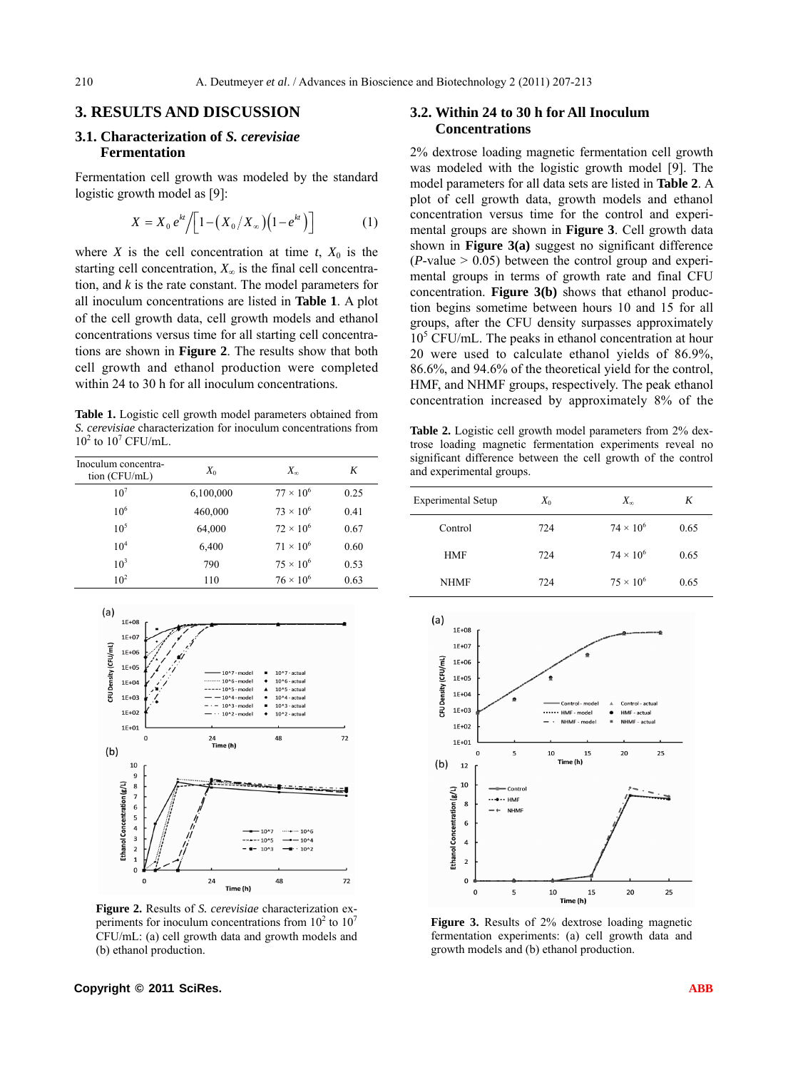## 3. RESULTS AND DISCUSSION

### 3.1. Characterization of *S. cerevisiae* Fermentation

Fermentation cell growth was modeled by the standard logistic growth model as [9]:

$$X = X_0 e^{kt} \Big/ \left[1 - \left(X_0 / X_\infty\right)\left(1 - e^{kt}\right)\right] \quad (1)$$

where $X$ is the cell concentration at time $t$, $X_0$ is the starting cell concentration, $X_\infty$ is the final cell concentration, and $k$ is the rate constant. The model parameters for all inoculum concentrations are listed in **Table 1**. A plot of the cell growth data, cell growth models and ethanol concentrations versus time for all starting cell concentrations are shown in **Figure 2**. The results show that both cell growth and ethanol production were completed within 24 to 30 h for all inoculum concentrations.

**Table 1.** Logistic cell growth model parameters obtained from *S. cerevisiae* characterization for inoculum concentrations from $10^2$ to $10^7$ CFU/mL.

| Inoculum concentration (CFU/mL) | $X_0$ | $X_\infty$ | $K$ |
|---|---|---|---|
| $10^7$ | 6,100,000 | $77 \times 10^6$ | 0.25 |
| $10^6$ | 460,000 | $73 \times 10^6$ | 0.41 |
| $10^5$ | 64,000 | $72 \times 10^6$ | 0.67 |
| $10^4$ | 6,400 | $71 \times 10^6$ | 0.60 |
| $10^3$ | 790 | $75 \times 10^6$ | 0.53 |
| $10^2$ | 110 | $76 \times 10^6$ | 0.63 |

**Figure 2.** Results of *S. cerevisiae* characterization experiments for inoculum concentrations from $10^2$ to $10^7$ CFU/mL: (a) cell growth data and growth models and (b) ethanol production.

### 3.2. Within 24 to 30 h for All Inoculum Concentrations

2% dextrose loading magnetic fermentation cell growth was modeled with the logistic growth model [9]. The model parameters for all data sets are listed in **Table 2**. A plot of cell growth data, growth models and ethanol concentration versus time for the control and experimental groups are shown in **Figure 3**. Cell growth data shown in **Figure 3(a)** suggest no significant difference ($P$-value > 0.05) between the control group and experimental groups in terms of growth rate and final CFU concentration. **Figure 3(b)** shows that ethanol production begins sometime between hours 10 and 15 for all groups, after the CFU density surpasses approximately $10^5$ CFU/mL. The peaks in ethanol concentration at hour 20 were used to calculate ethanol yields of 86.9%, 86.6%, and 94.6% of the theoretical yield for the control, HMF, and NHMF groups, respectively. The peak ethanol concentration increased by approximately 8% of the

**Table 2.** Logistic cell growth model parameters from 2% dextrose loading magnetic fermentation experiments reveal no significant difference between the cell growth of the control and experimental groups.

| Experimental Setup | $X_0$ | $X_\infty$ | $K$ |
|---|---|---|---|
| Control | 724 | $74 \times 10^6$ | 0.65 |
| HMF | 724 | $74 \times 10^6$ | 0.65 |
| NHMF | 724 | $75 \times 10^6$ | 0.65 |

**Figure 3.** Results of 2% dextrose loading magnetic fermentation experiments: (a) cell growth data and growth models and (b) ethanol production.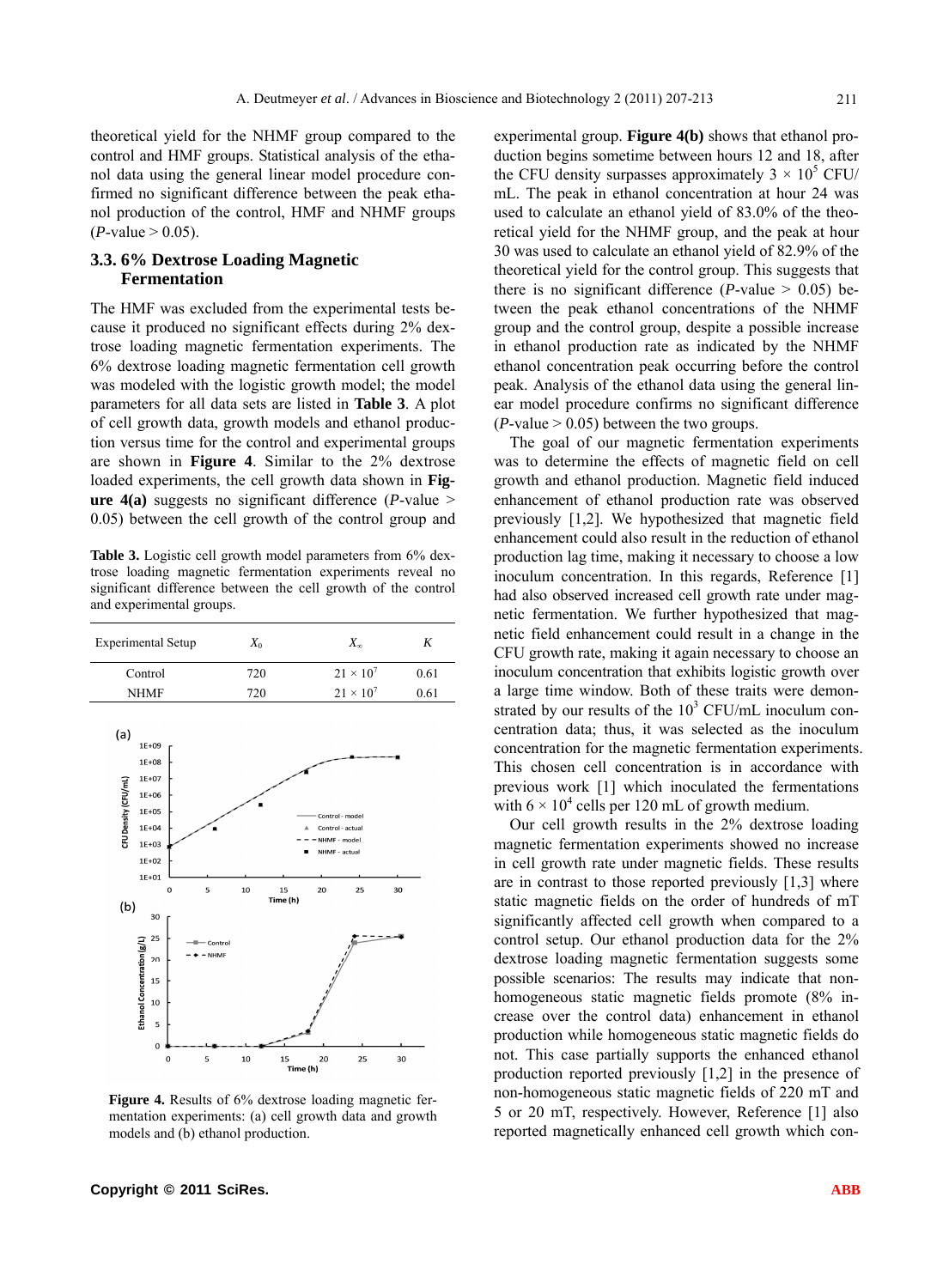theoretical yield for the NHMF group compared to the control and HMF groups. Statistical analysis of the ethanol data using the general linear model procedure confirmed no significant difference between the peak ethanol production of the control, HMF and NHMF groups ($P$-value > 0.05).

### 3.3. 6% Dextrose Loading Magnetic Fermentation

The HMF was excluded from the experimental tests because it produced no significant effects during 2% dextrose loading magnetic fermentation experiments. The 6% dextrose loading magnetic fermentation cell growth was modeled with the logistic growth model; the model parameters for all data sets are listed in **Table 3**. A plot of cell growth data, growth models and ethanol production versus time for the control and experimental groups are shown in **Figure 4**. Similar to the 2% dextrose loaded experiments, the cell growth data shown in **Figure 4(a)** suggests no significant difference ($P$-value > 0.05) between the cell growth of the control group and experimental group. **Figure 4(b)** shows that ethanol production begins sometime between hours 12 and 18, after the CFU density surpasses approximately $3 \times 10^5$ CFU/mL. The peak in ethanol concentration at hour 24 was used to calculate an ethanol yield of 83.0% of the theoretical yield for the NHMF group, and the peak at hour 30 was used to calculate an ethanol yield of 82.9% of the theoretical yield for the control group. This suggests that there is no significant difference ($P$-value > 0.05) between the peak ethanol concentrations of the NHMF group and the control group, despite a possible increase in ethanol production rate as indicated by the NHMF ethanol concentration peak occurring before the control peak. Analysis of the ethanol data using the general linear model procedure confirms no significant difference ($P$-value > 0.05) between the two groups.

**Table 3.** Logistic cell growth model parameters from 6% dextrose loading magnetic fermentation experiments reveal no significant difference between the cell growth of the control and experimental groups.

| Experimental Setup | $X_0$ | $X_\infty$ | $K$ |
|---|---|---|---|
| Control | 720 | $21 \times 10^7$ | 0.61 |
| NHMF | 720 | $21 \times 10^7$ | 0.61 |

**Figure 4.** Results of 6% dextrose loading magnetic fermentation experiments: (a) cell growth data and growth models and (b) ethanol production.

The goal of our magnetic fermentation experiments was to determine the effects of magnetic field on cell growth and ethanol production. Magnetic field induced enhancement of ethanol production rate was observed previously [1,2]. We hypothesized that magnetic field enhancement could also result in the reduction of ethanol production lag time, making it necessary to choose a low inoculum concentration. In this regards, Reference [1] had also observed increased cell growth rate under magnetic fermentation. We further hypothesized that magnetic field enhancement could result in a change in the CFU growth rate, making it again necessary to choose an inoculum concentration that exhibits logistic growth over a large time window. Both of these traits were demonstrated by our results of the $10^3$ CFU/mL inoculum concentration data; thus, it was selected as the inoculum concentration for the magnetic fermentation experiments. This chosen cell concentration is in accordance with previous work [1] which inoculated the fermentations with $6 \times 10^4$ cells per 120 mL of growth medium.

Our cell growth results in the 2% dextrose loading magnetic fermentation experiments showed no increase in cell growth rate under magnetic fields. These results are in contrast to those reported previously [1,3] where static magnetic fields on the order of hundreds of mT significantly affected cell growth when compared to a control setup. Our ethanol production data for the 2% dextrose loading magnetic fermentation suggests some possible scenarios: The results may indicate that non-homogeneous static magnetic fields promote (8% increase over the control data) enhancement in ethanol production while homogeneous static magnetic fields do not. This case partially supports the enhanced ethanol production reported previously [1,2] in the presence of non-homogeneous static magnetic fields of 220 mT and 5 or 20 mT, respectively. However, Reference [1] also reported magnetically enhanced cell growth which con-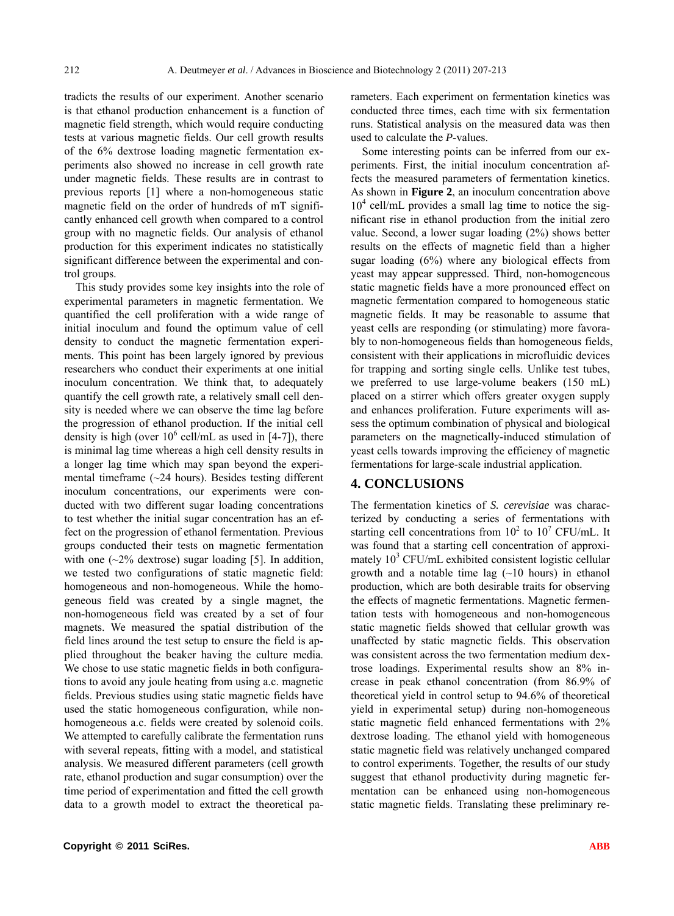tradicts the results of our experiment. Another scenario is that ethanol production enhancement is a function of magnetic field strength, which would require conducting tests at various magnetic fields. Our cell growth results of the 6% dextrose loading magnetic fermentation experiments also showed no increase in cell growth rate under magnetic fields. These results are in contrast to previous reports [1] where a non-homogeneous static magnetic field on the order of hundreds of mT significantly enhanced cell growth when compared to a control group with no magnetic fields. Our analysis of ethanol production for this experiment indicates no statistically significant difference between the experimental and control groups.

This study provides some key insights into the role of experimental parameters in magnetic fermentation. We quantified the cell proliferation with a wide range of initial inoculum and found the optimum value of cell density to conduct the magnetic fermentation experiments. This point has been largely ignored by previous researchers who conduct their experiments at one initial inoculum concentration. We think that, to adequately quantify the cell growth rate, a relatively small cell density is needed where we can observe the time lag before the progression of ethanol production. If the initial cell density is high (over $10^6$ cell/mL as used in [4-7]), there is minimal lag time whereas a high cell density results in a longer lag time which may span beyond the experimental timeframe (~24 hours). Besides testing different inoculum concentrations, our experiments were conducted with two different sugar loading concentrations to test whether the initial sugar concentration has an effect on the progression of ethanol fermentation. Previous groups conducted their tests on magnetic fermentation with one (~2% dextrose) sugar loading [5]. In addition, we tested two configurations of static magnetic field: homogeneous and non-homogeneous. While the homogeneous field was created by a single magnet, the non-homogeneous field was created by a set of four magnets. We measured the spatial distribution of the field lines around the test setup to ensure the field is applied throughout the beaker having the culture media. We chose to use static magnetic fields in both configurations to avoid any joule heating from using a.c. magnetic fields. Previous studies using static magnetic fields have used the static homogeneous configuration, while non-homogeneous a.c. fields were created by solenoid coils. We attempted to carefully calibrate the fermentation runs with several repeats, fitting with a model, and statistical analysis. We measured different parameters (cell growth rate, ethanol production and sugar consumption) over the time period of experimentation and fitted the cell growth data to a growth model to extract the theoretical parameters. Each experiment on fermentation kinetics was conducted three times, each time with six fermentation runs. Statistical analysis on the measured data was then used to calculate the *P*-values.

Some interesting points can be inferred from our experiments. First, the initial inoculum concentration affects the measured parameters of fermentation kinetics. As shown in **Figure 2**, an inoculum concentration above $10^4$ cell/mL provides a small lag time to notice the significant rise in ethanol production from the initial zero value. Second, a lower sugar loading (2%) shows better results on the effects of magnetic field than a higher sugar loading (6%) where any biological effects from yeast may appear suppressed. Third, non-homogeneous static magnetic fields have a more pronounced effect on magnetic fermentation compared to homogeneous static magnetic fields. It may be reasonable to assume that yeast cells are responding (or stimulating) more favorably to non-homogeneous fields than homogeneous fields, consistent with their applications in microfluidic devices for trapping and sorting single cells. Unlike test tubes, we preferred to use large-volume beakers (150 mL) placed on a stirrer which offers greater oxygen supply and enhances proliferation. Future experiments will assess the optimum combination of physical and biological parameters on the magnetically-induced stimulation of yeast cells towards improving the efficiency of magnetic fermentations for large-scale industrial application.

## 4. CONCLUSIONS

The fermentation kinetics of *S. cerevisiae* was characterized by conducting a series of fermentations with starting cell concentrations from $10^2$ to $10^7$ CFU/mL. It was found that a starting cell concentration of approximately $10^3$ CFU/mL exhibited consistent logistic cellular growth and a notable time lag (~10 hours) in ethanol production, which are both desirable traits for observing the effects of magnetic fermentations. Magnetic fermentation tests with homogeneous and non-homogeneous static magnetic fields showed that cellular growth was unaffected by static magnetic fields. This observation was consistent across the two fermentation medium dextrose loadings. Experimental results show an 8% increase in peak ethanol concentration (from 86.9% of theoretical yield in control setup to 94.6% of theoretical yield in experimental setup) during non-homogeneous static magnetic field enhanced fermentations with 2% dextrose loading. The ethanol yield with homogeneous static magnetic field was relatively unchanged compared to control experiments. Together, the results of our study suggest that ethanol productivity during magnetic fermentation can be enhanced using non-homogeneous static magnetic fields. Translating these preliminary re-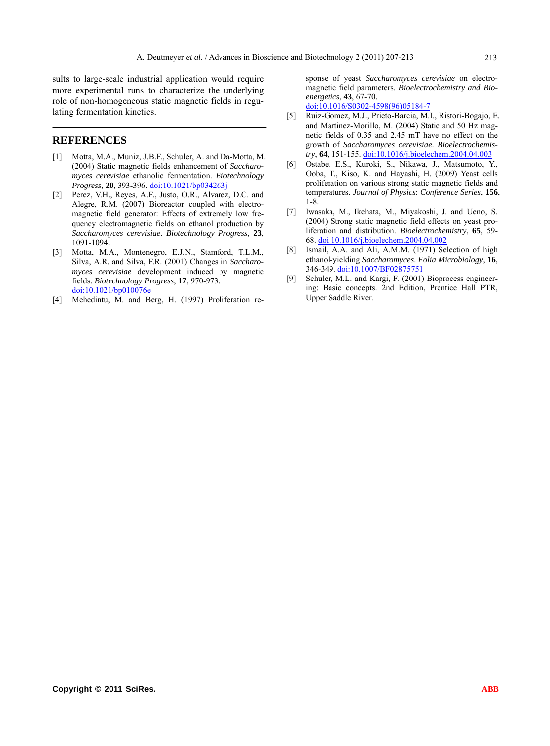sults to large-scale industrial application would require more experimental runs to characterize the underlying role of non-homogeneous static magnetic fields in regulating fermentation kinetics.

## REFERENCES

[1] Motta, M.A., Muniz, J.B.F., Schuler, A. and Da-Motta, M. (2004) Static magnetic fields enhancement of *Saccharomyces cerevisiae* ethanolic fermentation. *Biotechnology Progress*, **20**, 393-396. doi:10.1021/bp034263j

[2] Perez, V.H., Reyes, A.F., Justo, O.R., Alvarez, D.C. and Alegre, R.M. (2007) Bioreactor coupled with electromagnetic field generator: Effects of extremely low frequency electromagnetic fields on ethanol production by *Saccharomyces cerevisiae*. *Biotechnology Progress*, **23**, 1091-1094.

[3] Motta, M.A., Montenegro, E.J.N., Stamford, T.L.M., Silva, A.R. and Silva, F.R. (2001) Changes in *Saccharomyces cerevisiae* development induced by magnetic fields. *Biotechnology Progress*, **17**, 970-973. doi:10.1021/bp010076e

[4] Mehedintu, M. and Berg, H. (1997) Proliferation response of yeast *Saccharomyces cerevisiae* on electromagnetic field parameters. *Bioelectrochemistry and Bioenergetics*, **43**, 67-70. doi:10.1016/S0302-4598(96)05184-7

[5] Ruiz-Gomez, M.J., Prieto-Barcia, M.I., Ristori-Bogajo, E. and Martinez-Morillo, M. (2004) Static and 50 Hz magnetic fields of 0.35 and 2.45 mT have no effect on the growth of *Saccharomyces cerevisiae*. *Bioelectrochemistry*, **64**, 151-155. doi:10.1016/j.bioelechem.2004.04.003

[6] Ostabe, E.S., Kuroki, S., Nikawa, J., Matsumoto, Y., Ooba, T., Kiso, K. and Hayashi, H. (2009) Yeast cells proliferation on various strong static magnetic fields and temperatures. *Journal of Physics*: *Conference Series*, **156**, 1-8.

[7] Iwasaka, M., Ikehata, M., Miyakoshi, J. and Ueno, S. (2004) Strong static magnetic field effects on yeast proliferation and distribution. *Bioelectrochemistry*, **65**, 59-68. doi:10.1016/j.bioelechem.2004.04.002

[8] Ismail, A.A. and Ali, A.M.M. (1971) Selection of high ethanol-yielding *Saccharomyces*. *Folia Microbiology*, **16**, 346-349. doi:10.1007/BF02875751

[9] Schuler, M.L. and Kargi, F. (2001) Bioprocess engineering: Basic concepts. 2nd Edition, Prentice Hall PTR, Upper Saddle River.